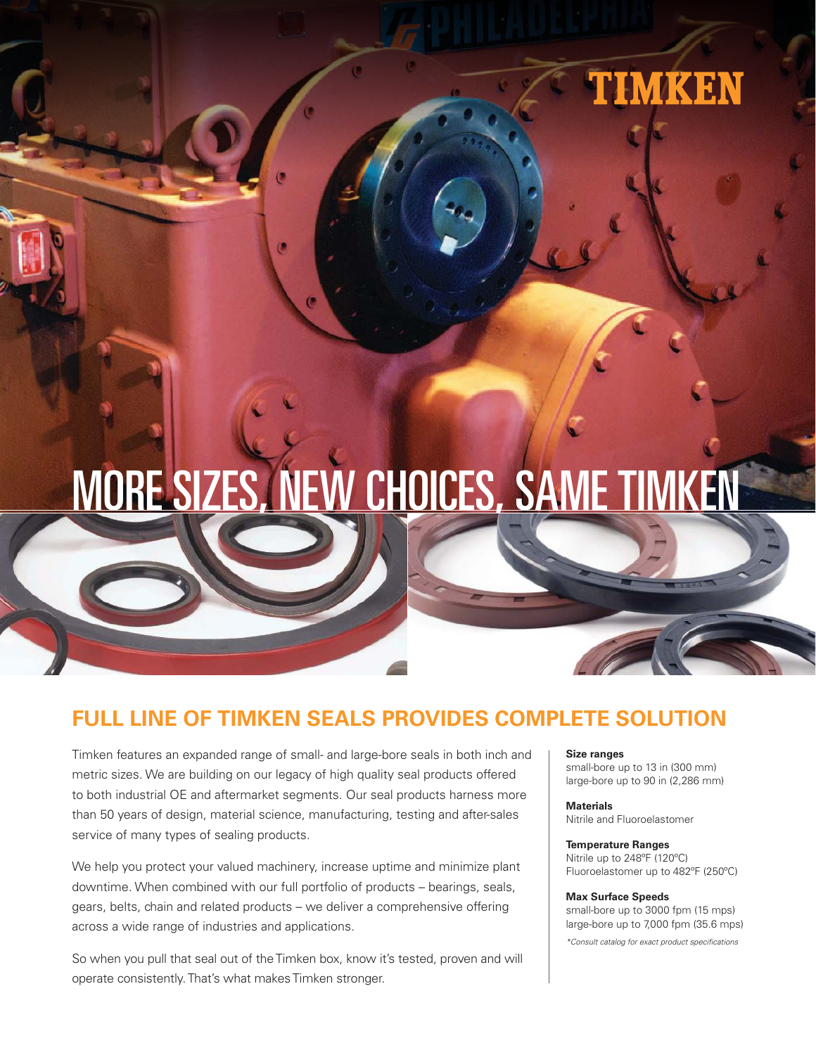# MORE SIZES, NEW CHOICES, SAME TIMKEN

## FULL LINE OF TIMKEN SEALS PROVIDES COMPLETE SOLUTION

Timken features an expanded range of small- and large-bore seals in both inch and metric sizes. We are building on our legacy of high quality seal products offered to both industrial OE and aftermarket segments. Our seal products harness more than 50 years of design, material science, manufacturing, testing and after-sales service of many types of sealing products.

We help you protect your valued machinery, increase uptime and minimize plant downtime. When combined with our full portfolio of products – bearings, seals, gears, belts, chain and related products – we deliver a comprehensive offering across a wide range of industries and applications.

So when you pull that seal out of the Timken box, know it's tested, proven and will operate consistently. That's what makes Timken stronger.

**Size ranges**
small-bore up to 13 in (300 mm)
large-bore up to 90 in (2,286 mm)

**Materials**
Nitrile and Fluoroelastomer

**Temperature Ranges**
Nitrile up to 248ºF (120ºC)
Fluoroelastomer up to 482ºF (250ºC)

**Max Surface Speeds**
small-bore up to 3000 fpm (15 mps)
large-bore up to 7,000 fpm (35.6 mps)

*\*Consult catalog for exact product specifications*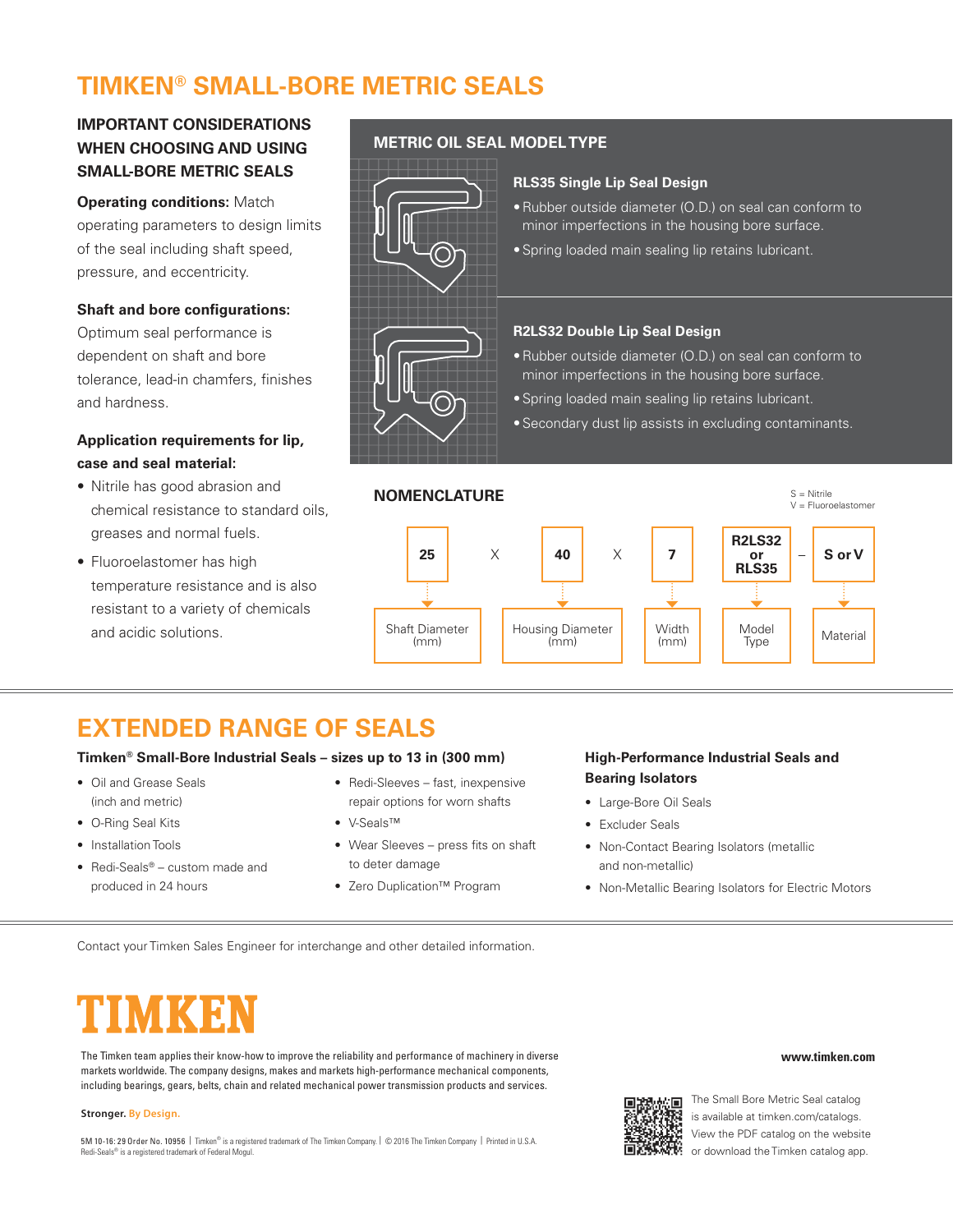# TIMKEN® SMALL-BORE METRIC SEALS

## IMPORTANT CONSIDERATIONS WHEN CHOOSING AND USING SMALL-BORE METRIC SEALS

**Operating conditions:** Match operating parameters to design limits of the seal including shaft speed, pressure, and eccentricity.

**Shaft and bore configurations:** Optimum seal performance is dependent on shaft and bore tolerance, lead-in chamfers, finishes and hardness.

**Application requirements for lip, case and seal material:**

- Nitrile has good abrasion and chemical resistance to standard oils, greases and normal fuels.
- Fluoroelastomer has high temperature resistance and is also resistant to a variety of chemicals and acidic solutions.

## METRIC OIL SEAL MODEL TYPE

### RLS35 Single Lip Seal Design

- Rubber outside diameter (O.D.) on seal can conform to minor imperfections in the housing bore surface.
- Spring loaded main sealing lip retains lubricant.

### R2LS32 Double Lip Seal Design

- Rubber outside diameter (O.D.) on seal can conform to minor imperfections in the housing bore surface.
- Spring loaded main sealing lip retains lubricant.
- Secondary dust lip assists in excluding contaminants.

## NOMENCLATURE

S = Nitrile
V = Fluoroelastomer

| 25 | X | 40 | X | 7 | R2LS32 or RLS35 | – | S or V |
|---|---|---|---|---|---|---|---|
| Shaft Diameter (mm) | | Housing Diameter (mm) | | Width (mm) | Model Type | | Material |

# EXTENDED RANGE OF SEALS

### Timken® Small-Bore Industrial Seals – sizes up to 13 in (300 mm)

- Oil and Grease Seals (inch and metric)
- O-Ring Seal Kits
- Installation Tools
- Redi-Seals® – custom made and produced in 24 hours
- Redi-Sleeves – fast, inexpensive repair options for worn shafts
- V-Seals™
- Wear Sleeves – press fits on shaft to deter damage
- Zero Duplication™ Program

### High-Performance Industrial Seals and Bearing Isolators

- Large-Bore Oil Seals
- Excluder Seals
- Non-Contact Bearing Isolators (metallic and non-metallic)
- Non-Metallic Bearing Isolators for Electric Motors

Contact your Timken Sales Engineer for interchange and other detailed information.

**TIMKEN**

The Timken team applies their know-how to improve the reliability and performance of machinery in diverse markets worldwide. The company designs, makes and markets high-performance mechanical components, including bearings, gears, belts, chain and related mechanical power transmission products and services.

**Stronger.** By Design.

**www.timken.com**

The Small Bore Metric Seal catalog is available at timken.com/catalogs. View the PDF catalog on the website or download the Timken catalog app.

5M 10-16: 29 Order No. 10956 | Timken® is a registered trademark of The Timken Company. | © 2016 The Timken Company | Printed in U.S.A.
Redi-Seals® is a registered trademark of Federal Mogul.